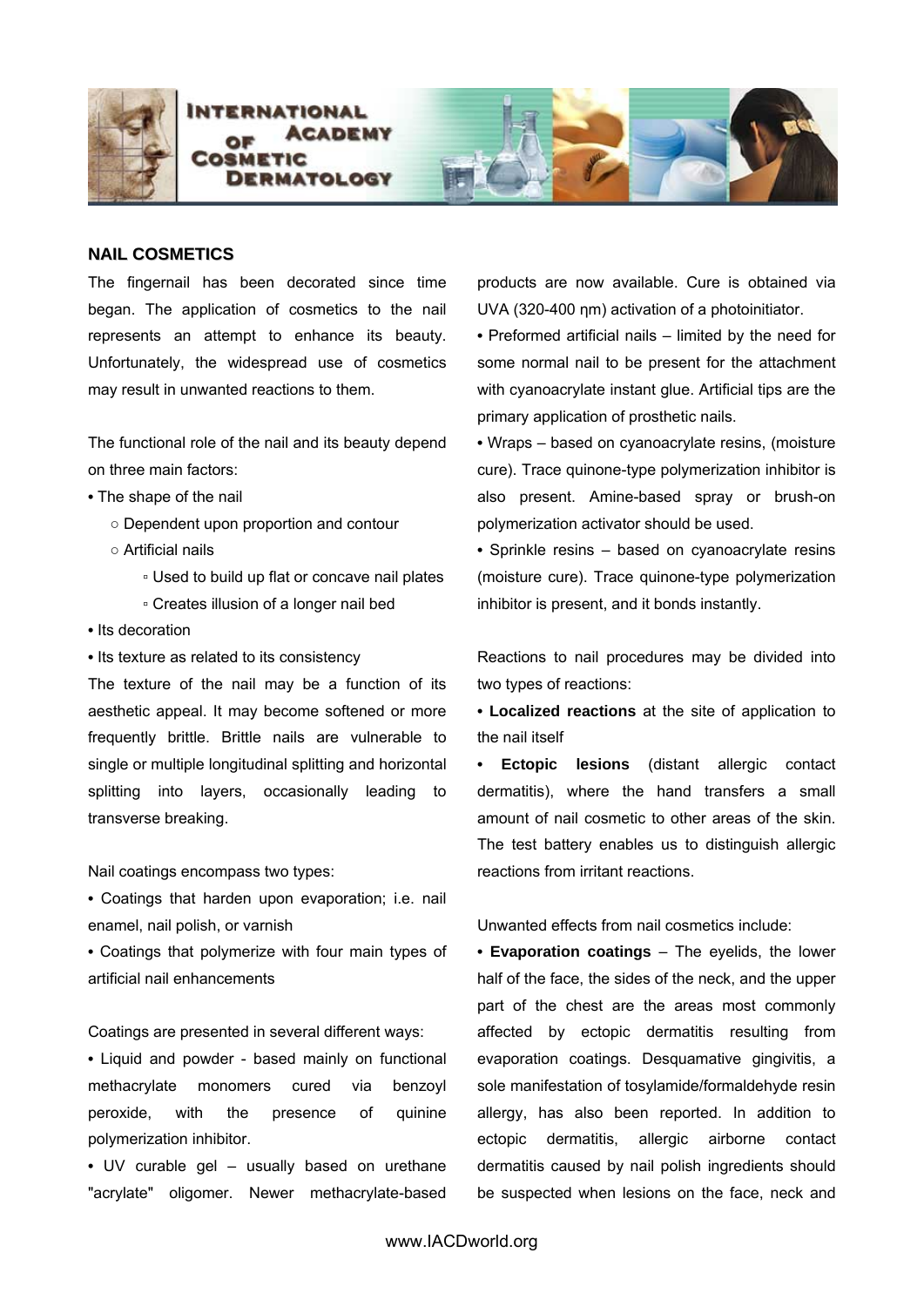## NAIL COSMETICS

The fingernail has been decorated since time began. The application of cosmetics to the nail represents an attempt to enhance its beauty. Unfortunately, the widespread use of cosmetics may result in unwanted reactions to them.

The functional role of the nail and its beauty depend on three main factors:

- The shape of the nail
  - Dependent upon proportion and contour
  - Artificial nails
    - Used to build up flat or concave nail plates
    - Creates illusion of a longer nail bed
- Its decoration
- Its texture as related to its consistency

The texture of the nail may be a function of its aesthetic appeal. It may become softened or more frequently brittle. Brittle nails are vulnerable to single or multiple longitudinal splitting and horizontal splitting into layers, occasionally leading to transverse breaking.

Nail coatings encompass two types:

- Coatings that harden upon evaporation; i.e. nail enamel, nail polish, or varnish
- Coatings that polymerize with four main types of artificial nail enhancements

Coatings are presented in several different ways:

- Liquid and powder - based mainly on functional methacrylate monomers cured via benzoyl peroxide, with the presence of quinine polymerization inhibitor.
- UV curable gel – usually based on urethane "acrylate" oligomer. Newer methacrylate-based products are now available. Cure is obtained via UVA (320-400 ηm) activation of a photoinitiator.
- Preformed artificial nails – limited by the need for some normal nail to be present for the attachment with cyanoacrylate instant glue. Artificial tips are the primary application of prosthetic nails.
- Wraps – based on cyanoacrylate resins, (moisture cure). Trace quinone-type polymerization inhibitor is also present. Amine-based spray or brush-on polymerization activator should be used.
- Sprinkle resins – based on cyanoacrylate resins (moisture cure). Trace quinone-type polymerization inhibitor is present, and it bonds instantly.

Reactions to nail procedures may be divided into two types of reactions:

- **Localized reactions** at the site of application to the nail itself
- **Ectopic lesions** (distant allergic contact dermatitis), where the hand transfers a small amount of nail cosmetic to other areas of the skin. The test battery enables us to distinguish allergic reactions from irritant reactions.

Unwanted effects from nail cosmetics include:

- **Evaporation coatings** – The eyelids, the lower half of the face, the sides of the neck, and the upper part of the chest are the areas most commonly affected by ectopic dermatitis resulting from evaporation coatings. Desquamative gingivitis, a sole manifestation of tosylamide/formaldehyde resin allergy, has also been reported. In addition to ectopic dermatitis, allergic airborne contact dermatitis caused by nail polish ingredients should be suspected when lesions on the face, neck and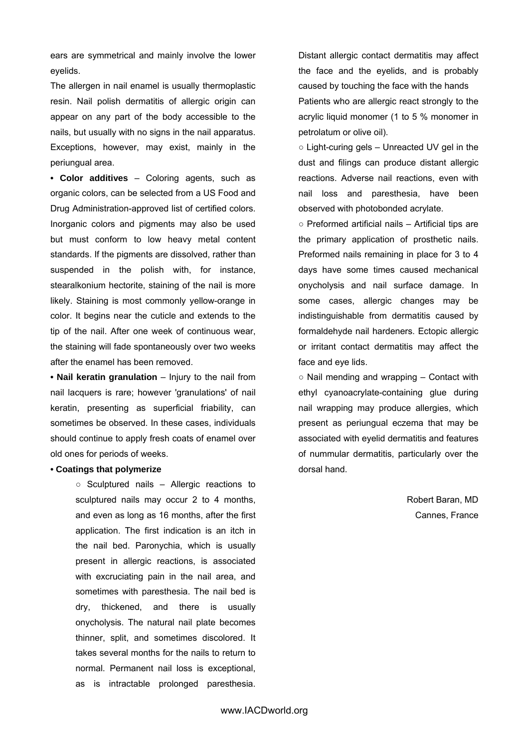ears are symmetrical and mainly involve the lower eyelids.

The allergen in nail enamel is usually thermoplastic resin. Nail polish dermatitis of allergic origin can appear on any part of the body accessible to the nails, but usually with no signs in the nail apparatus. Exceptions, however, may exist, mainly in the periungual area.

- **Color additives** – Coloring agents, such as organic colors, can be selected from a US Food and Drug Administration-approved list of certified colors. Inorganic colors and pigments may also be used but must conform to low heavy metal content standards. If the pigments are dissolved, rather than suspended in the polish with, for instance, stearalkonium hectorite, staining of the nail is more likely. Staining is most commonly yellow-orange in color. It begins near the cuticle and extends to the tip of the nail. After one week of continuous wear, the staining will fade spontaneously over two weeks after the enamel has been removed.
- **Nail keratin granulation** – Injury to the nail from nail lacquers is rare; however 'granulations' of nail keratin, presenting as superficial friability, can sometimes be observed. In these cases, individuals should continue to apply fresh coats of enamel over old ones for periods of weeks.
- **Coatings that polymerize**
    - Sculptured nails – Allergic reactions to sculptured nails may occur 2 to 4 months, and even as long as 16 months, after the first application. The first indication is an itch in the nail bed. Paronychia, which is usually present in allergic reactions, is associated with excruciating pain in the nail area, and sometimes with paresthesia. The nail bed is dry, thickened, and there is usually onycholysis. The natural nail plate becomes thinner, split, and sometimes discolored. It takes several months for the nails to return to normal. Permanent nail loss is exceptional, as is intractable prolonged paresthesia. Distant allergic contact dermatitis may affect the face and the eyelids, and is probably caused by touching the face with the hands
    Patients who are allergic react strongly to the acrylic liquid monomer (1 to 5 % monomer in petrolatum or olive oil).
    - Light-curing gels – Unreacted UV gel in the dust and filings can produce distant allergic reactions. Adverse nail reactions, even with nail loss and paresthesia, have been observed with photobonded acrylate.
    - Preformed artificial nails – Artificial tips are the primary application of prosthetic nails. Preformed nails remaining in place for 3 to 4 days have some times caused mechanical onycholysis and nail surface damage. In some cases, allergic changes may be indistinguishable from dermatitis caused by formaldehyde nail hardeners. Ectopic allergic or irritant contact dermatitis may affect the face and eye lids.
    - Nail mending and wrapping – Contact with ethyl cyanoacrylate-containing glue during nail wrapping may produce allergies, which present as periungual eczema that may be associated with eyelid dermatitis and features of nummular dermatitis, particularly over the dorsal hand.

Robert Baran, MD
Cannes, France

www.IACDworld.org